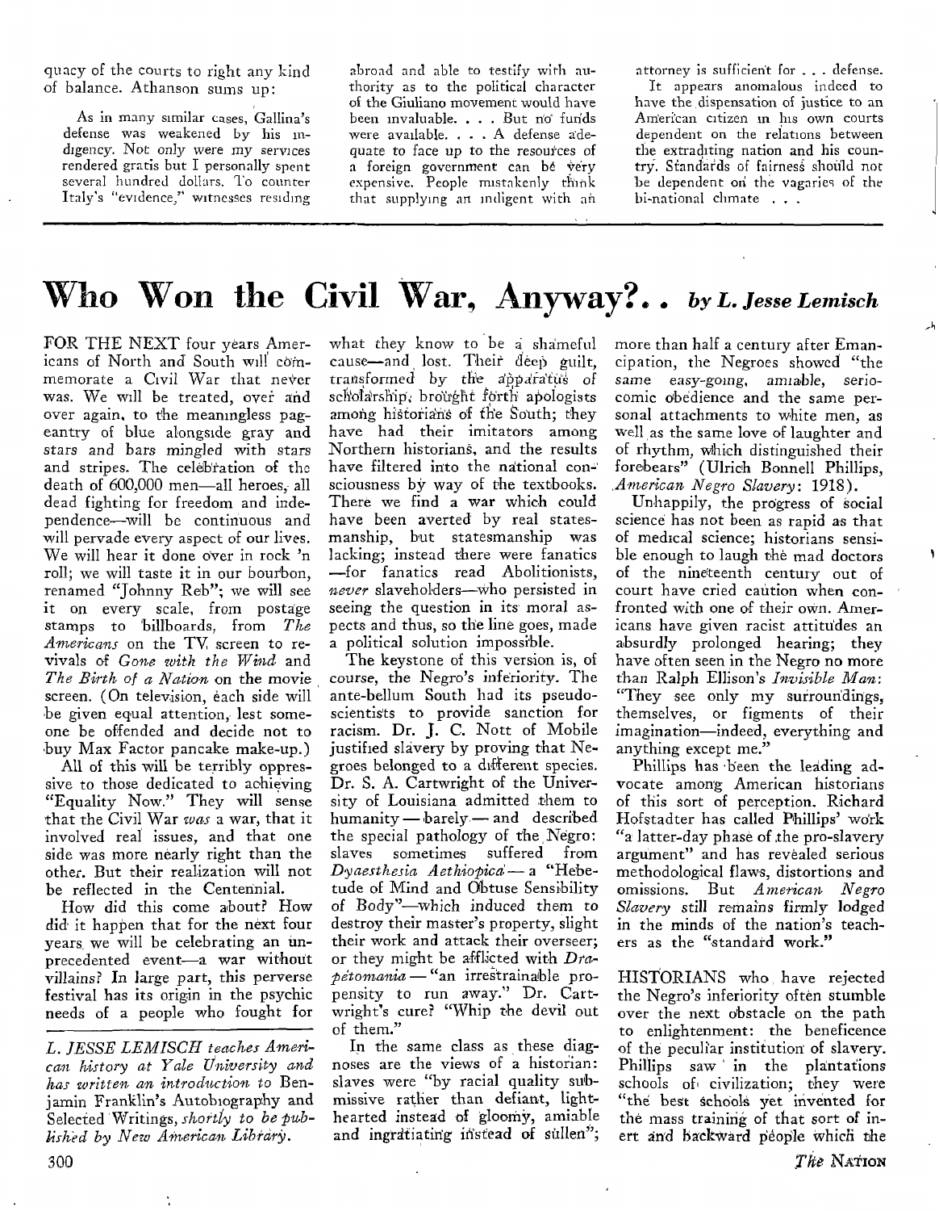quacy of the courts to right any kind of balance. Athanson sums up:

> As in many similar cases, Gallina's defense was weakened by his indigency. Not only were my services rendered gratis but I personally spent several hundred dollars. To counter Italy's "evidence," witnesses residing abroad and able to testify with authority as to the political character of the Giuliano movement would have been invaluable. . . . But no funds were available. . . . A defense adequate to face up to the resources of a foreign government can be very expensive. People mistakenly think that supplying an indigent with an attorney is sufficient for . . . defense.
>
> It appears anomalous indeed to have the dispensation of justice to an American citizen in his own courts dependent on the relations between the extraditing nation and his country. Standards of fairness should not be dependent on the vagaries of the bi-national climate . . .

# Who Won the Civil War, Anyway?.. *by L. Jesse Lemisch*

FOR THE NEXT four years Americans of North and South will commemorate a Civil War that never was. We will be treated, over and over again, to the meaningless pageantry of blue alongside gray and stars and bars mingled with stars and stripes. The celebration of the death of 600,000 men—all heroes, all dead fighting for freedom and independence—will be continuous and will pervade every aspect of our lives. We will hear it done over in rock 'n roll; we will taste it in our bourbon, renamed "Johnny Reb"; we will see it on every scale, from postage stamps to billboards, from *The Americans* on the TV screen to revivals of *Gone with the Wind* and *The Birth of a Nation* on the movie screen. (On television, each side will be given equal attention, lest someone be offended and decide not to buy Max Factor pancake make-up.)

All of this will be terribly oppressive to those dedicated to achieving "Equality Now." They will sense that the Civil War *was* a war, that it involved real issues, and that one side was more nearly right than the other. But their realization will not be reflected in the Centennial.

How did this come about? How did it happen that for the next four years we will be celebrating an unprecedented event—a war without villains? In large part, this perverse festival has its origin in the psychic needs of a people who fought for what they know to be a shameful cause—and lost. Their deep guilt, transformed by the apparatus of scholarship, brought forth apologists among historians of the South; they have had their imitators among Northern historians, and the results have filtered into the national consciousness by way of the textbooks. There we find a war which could have been averted by real statesmanship, but statesmanship was lacking; instead there were fanatics—for fanatics read Abolitionists, *never* slaveholders—who persisted in seeing the question in its moral aspects and thus, so the line goes, made a political solution impossible.

The keystone of this version is, of course, the Negro's inferiority. The ante-bellum South had its pseudo-scientists to provide sanction for racism. Dr. J. C. Nott of Mobile justified slavery by proving that Negroes belonged to a different species. Dr. S. A. Cartwright of the University of Louisiana admitted them to humanity—barely—and described the special pathology of the Negro: slaves sometimes suffered from *Dyaesthesia Aethiopica*—a "Hebetude of Mind and Obtuse Sensibility of Body"—which induced them to destroy their master's property, slight their work and attack their overseer; or they might be afflicted with *Drapetomania*—"an irrestrainable propensity to run away." Dr. Cartwright's cure? "Whip the devil out of them."

In the same class as these diagnoses are the views of a historian: slaves were "by racial quality submissive rather than defiant, lighthearted instead of gloomy, amiable and ingratiating instead of sullen"; more than half a century after Emancipation, the Negroes showed "the same easy-going, amiable, seriocomic obedience and the same personal attachments to white men, as well as the same love of laughter and of rhythm, which distinguished their forebears" (Ulrich Bonnell Phillips, *American Negro Slavery*: 1918).

Unhappily, the progress of social science has not been as rapid as that of medical science; historians sensible enough to laugh the mad doctors of the nineteenth century out of court have cried caution when confronted with one of their own. Americans have given racist attitudes an absurdly prolonged hearing; they have often seen in the Negro no more than Ralph Ellison's *Invisible Man*: "They see only my surroundings, themselves, or figments of their imagination—indeed, everything and anything except me."

Phillips has been the leading advocate among American historians of this sort of perception. Richard Hofstadter has called Phillips' work "a latter-day phase of the pro-slavery argument" and has revealed serious methodological flaws, distortions and omissions. But *American Negro Slavery* still remains firmly lodged in the minds of the nation's teachers as the "standard work."

HISTORIANS who have rejected the Negro's inferiority often stumble over the next obstacle on the path to enlightenment: the beneficence of the peculiar institution of slavery. Phillips saw in the plantations schools of civilization; they were "the best schools yet invented for the mass training of that sort of inert and backward people which the

---

*L. JESSE LEMISCH teaches American history at Yale University and has written an introduction to* Benjamin Franklin's Autobiography and Selected Writings, *shortly to be published by New American Library.*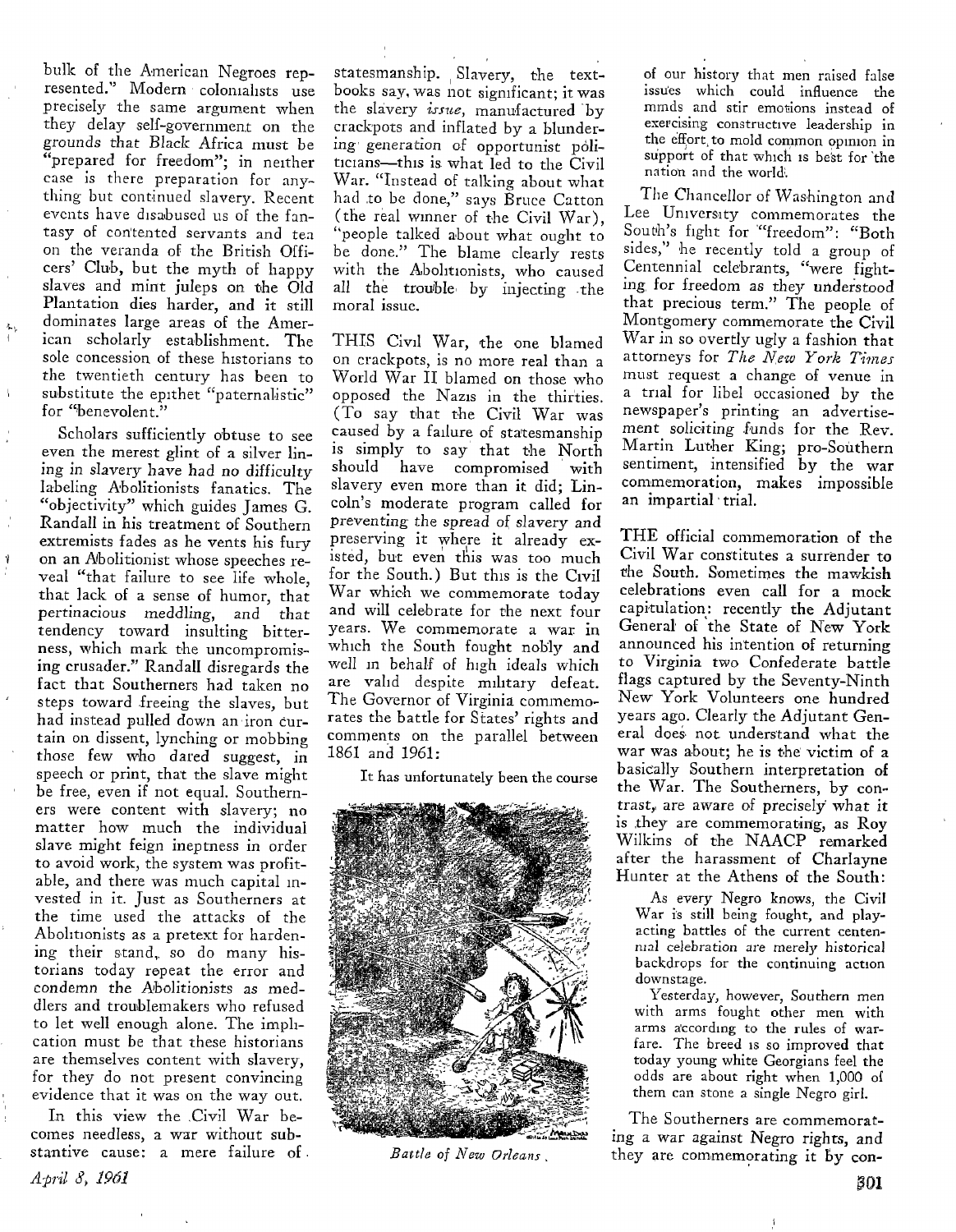bulk of the American Negroes represented." Modern colonialists use precisely the same argument when they delay self-government on the grounds that Black Africa must be "prepared for freedom"; in neither case is there preparation for anything but continued slavery. Recent events have disabused us of the fantasy of contented servants and tea on the veranda of the British Officers' Club, but the myth of happy slaves and mint juleps on the Old Plantation dies harder, and it still dominates large areas of the American scholarly establishment. The sole concession of these historians to the twentieth century has been to substitute the epithet "paternalistic" for "benevolent."

Scholars sufficiently obtuse to see even the merest glint of a silver lining in slavery have had no difficulty labeling Abolitionists fanatics. The "objectivity" which guides James G. Randall in his treatment of Southern extremists fades as he vents his fury on an Abolitionist whose speeches reveal "that failure to see life whole, that lack of a sense of humor, that pertinacious meddling, and that tendency toward insulting bitterness, which mark the uncompromising crusader." Randall disregards the fact that Southerners had taken no steps toward freeing the slaves, but had instead pulled down an iron curtain on dissent, lynching or mobbing those few who dared suggest, in speech or print, that the slave might be free, even if not equal. Southerners were content with slavery; no matter how much the individual slave might feign ineptness in order to avoid work, the system was profitable, and there was much capital invested in it. Just as Southerners at the time used the attacks of the Abolitionists as a pretext for hardening their stand, so do many historians today repeat the error and condemn the Abolitionists as meddlers and troublemakers who refused to let well enough alone. The implication must be that these historians are themselves content with slavery, for they do not present convincing evidence that it was on the way out.

In this view the Civil War becomes needless, a war without substantive cause: a mere failure of statesmanship. Slavery, the textbooks say, was not significant; it was the slavery *issue*, manufactured by crackpots and inflated by a blundering generation of opportunist politicians—this is what led to the Civil War. "Instead of talking about what had to be done," says Bruce Catton (the real winner of the Civil War), "people talked about what ought to be done." The blame clearly rests with the Abolitionists, who caused all the trouble by injecting the moral issue.

THIS Civil War, the one blamed on crackpots, is no more real than a World War II blamed on those who opposed the Nazis in the thirties. (To say that the Civil War was caused by a failure of statesmanship is simply to say that the North should have compromised with slavery even more than it did; Lincoln's moderate program called for preventing the spread of slavery and preserving it where it already existed, but even this was too much for the South.) But this is the Civil War which we commemorate today and will celebrate for the next four years. We commemorate a war in which the South fought nobly and well in behalf of high ideals which are valid despite military defeat. The Governor of Virginia commemorates the battle for States' rights and comments on the parallel between 1861 and 1961:

> It has unfortunately been the course of our history that men raised false issues which could influence the minds and stir emotions instead of exercising constructive leadership in the effort to mold common opinion in support of that which is best for the nation and the world.

*Battle of New Orleans*

The Chancellor of Washington and Lee University commemorates the South's fight for "freedom": "Both sides," he recently told a group of Centennial celebrants, "were fighting for freedom as they understood that precious term." The people of Montgomery commemorate the Civil War in so overtly ugly a fashion that attorneys for *The New York Times* must request a change of venue in a trial for libel occasioned by the newspaper's printing an advertisement soliciting funds for the Rev. Martin Luther King; pro-Southern sentiment, intensified by the war commemoration, makes impossible an impartial trial.

THE official commemoration of the Civil War constitutes a surrender to the South. Sometimes the mawkish celebrations even call for a mock capitulation: recently the Adjutant General of the State of New York announced his intention of returning to Virginia two Confederate battle flags captured by the Seventy-Ninth New York Volunteers one hundred years ago. Clearly the Adjutant General does not understand what the war was about; he is the victim of a basically Southern interpretation of the War. The Southerners, by contrast, are aware of precisely what it is they are commemorating, as Roy Wilkins of the NAACP remarked after the harassment of Charlayne Hunter at the Athens of the South:

> As every Negro knows, the Civil War is still being fought, and play-acting battles of the current centennial celebration are merely historical backdrops for the continuing action downstage.
>
> Yesterday, however, Southern men with arms fought other men with arms according to the rules of warfare. The breed is so improved that today young white Georgians feel the odds are about right when 1,000 of them can stone a single Negro girl.

The Southerners are commemorating a war against Negro rights, and they are commemorating it by con-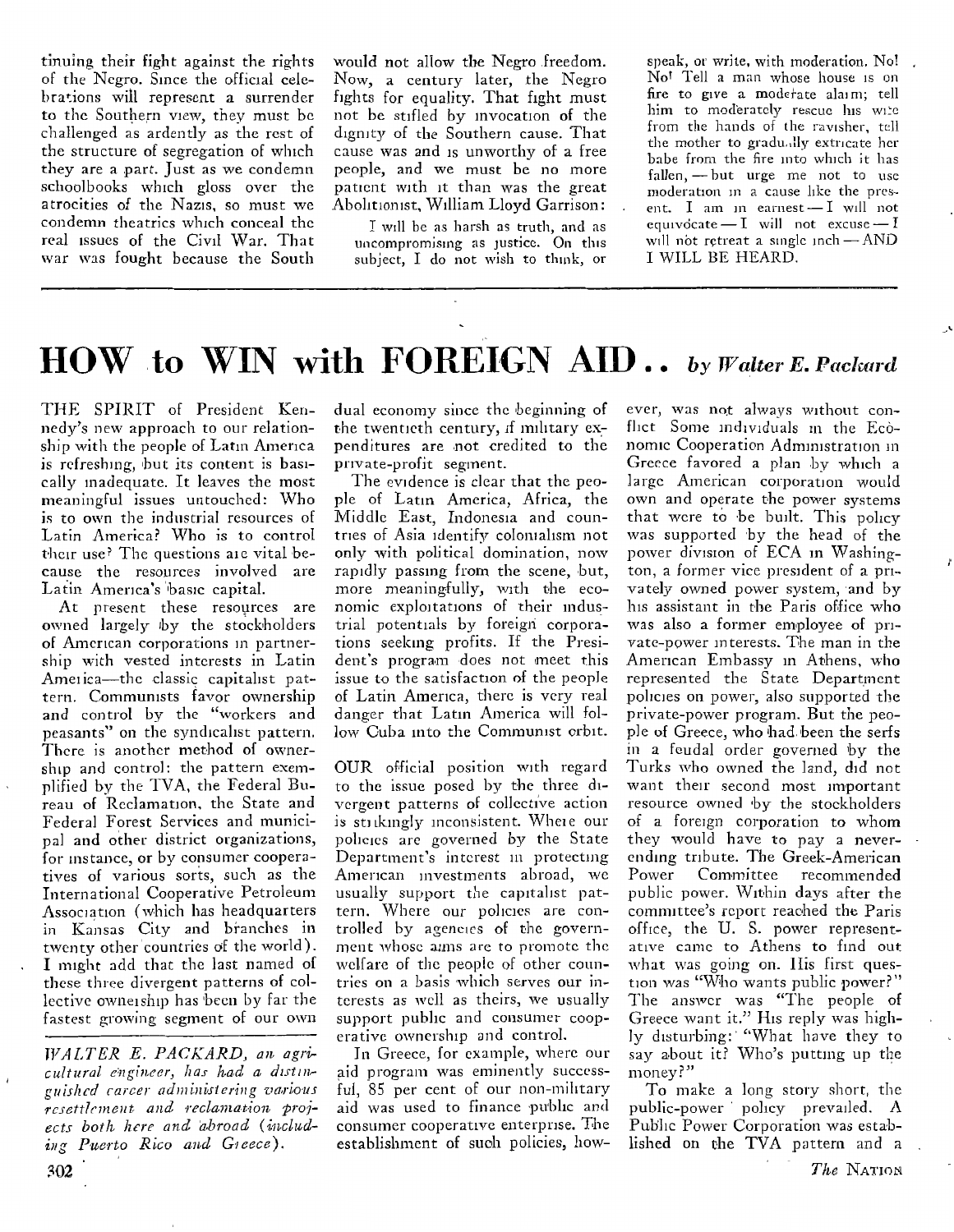tinuing their fight against the rights of the Negro. Since the official celebrations will represent a surrender to the Southern view, they must be challenged as ardently as the rest of the structure of segregation of which they are a part. Just as we condemn schoolbooks which gloss over the atrocities of the Nazis, so must we condemn theatrics which conceal the real issues of the Civil War. That war was fought because the South would not allow the Negro freedom. Now, a century later, the Negro fights for equality. That fight must not be stifled by invocation of the dignity of the Southern cause. That cause was and is unworthy of a free people, and we must be no more patient with it than was the great Abolitionist, William Lloyd Garrison:

> I will be as harsh as truth, and as uncompromising as justice. On this subject, I do not wish to think, or speak, or write, with moderation. No! No! Tell a man whose house is on fire to give a moderate alarm; tell him to moderately rescue his wife from the hands of the ravisher, tell the mother to gradually extricate her babe from the fire into which it has fallen, — but urge me not to use moderation in a cause like the present. I am in earnest — I will not equivocate — I will not excuse — I will not retreat a single inch — AND I WILL BE HEARD.

# HOW to WIN with FOREIGN AID . . *by Walter E. Packard*

THE SPIRIT of President Kennedy's new approach to our relationship with the people of Latin America is refreshing, but its content is basically inadequate. It leaves the most meaningful issues untouched: Who is to own the industrial resources of Latin America? Who is to control their use? The questions are vital because the resources involved are Latin America's basic capital.

At present these resources are owned largely by the stockholders of American corporations in partnership with vested interests in Latin America—the classic capitalist pattern. Communists favor ownership and control by the "workers and peasants" on the syndicalist pattern. There is another method of ownership and control: the pattern exemplified by the TVA, the Federal Bureau of Reclamation, the State and Federal Forest Services and municipal and other district organizations, for instance, or by consumer cooperatives of various sorts, such as the International Cooperative Petroleum Association (which has headquarters in Kansas City and branches in twenty other countries of the world). I might add that the last named of these three divergent patterns of collective ownership has been by far the fastest growing segment of our own dual economy since the beginning of the twentieth century, if military expenditures are not credited to the private-profit segment.

*WALTER E. PACKARD, an agricultural engineer, has had a distinguished career administering various resettlement and reclamation projects both here and abroad (including Puerto Rico and Greece).*

The evidence is clear that the people of Latin America, Africa, the Middle East, Indonesia and countries of Asia identify colonialism not only with political domination, now rapidly passing from the scene, but, more meaningfully, with the economic exploitations of their industrial potentials by foreign corporations seeking profits. If the President's program does not meet this issue to the satisfaction of the people of Latin America, there is very real danger that Latin America will follow Cuba into the Communist orbit.

OUR official position with regard to the issue posed by the three divergent patterns of collective action is strikingly inconsistent. Where our policies are governed by the State Department's interest in protecting American investments abroad, we usually support the capitalist pattern. Where our policies are controlled by agencies of the government whose aims are to promote the welfare of the people of other countries on a basis which serves our interests as well as theirs, we usually support public and consumer cooperative ownership and control.

In Greece, for example, where our aid program was eminently successful, 85 per cent of our non-military aid was used to finance public and consumer cooperative enterprise. The establishment of such policies, however, was not always without conflict Some individuals in the Economic Cooperation Administration in Greece favored a plan by which a large American corporation would own and operate the power systems that were to be built. This policy was supported by the head of the power division of ECA in Washington, a former vice president of a privately owned power system, and by his assistant in the Paris office who was also a former employee of private-power interests. The man in the American Embassy in Athens, who represented the State Department policies on power, also supported the private-power program. But the people of Greece, who had been the serfs in a feudal order governed by the Turks who owned the land, did not want their second most important resource owned by the stockholders of a foreign corporation to whom they would have to pay a never-ending tribute. The Greek-American Power Committee recommended public power. Within days after the committee's report reached the Paris office, the U. S. power representative came to Athens to find out what was going on. His first question was "Who wants public power?" The answer was "The people of Greece want it." His reply was highly disturbing: "What have they to say about it? Who's putting up the money?"

To make a long story short, the public-power policy prevailed. A Public Power Corporation was established on the TVA pattern and a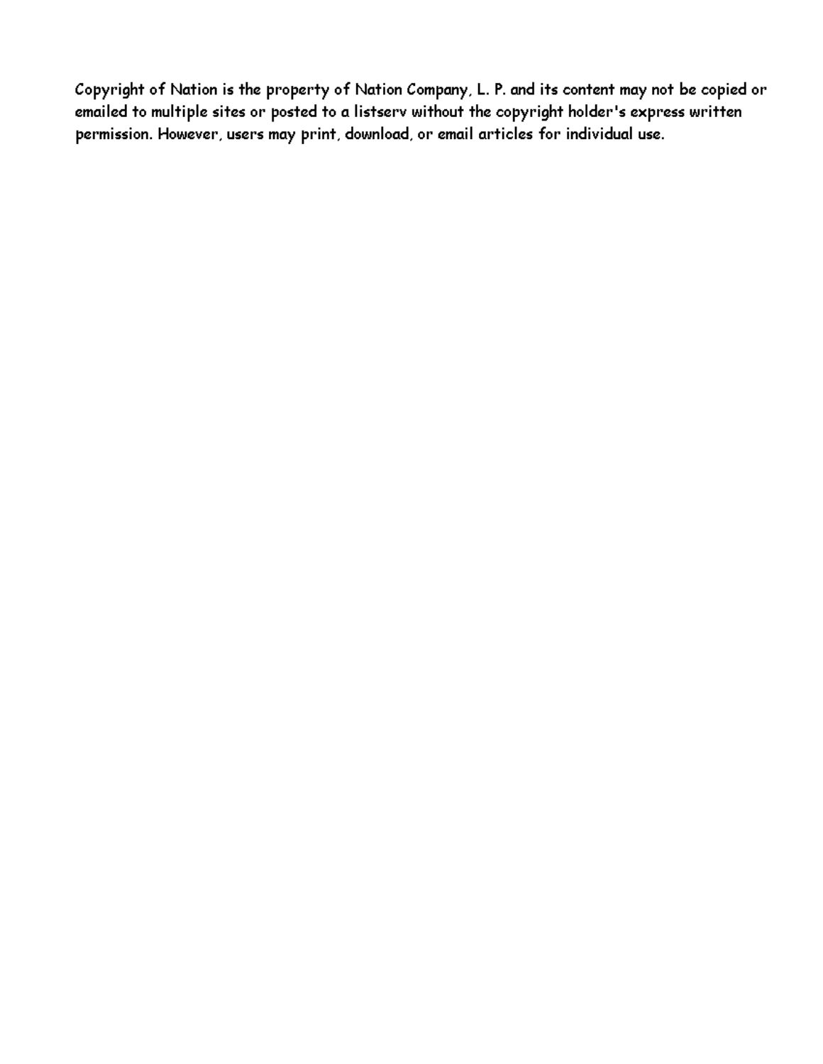Copyright of Nation is the property of Nation Company, L. P. and its content may not be copied or emailed to multiple sites or posted to a listserv without the copyright holder's express written permission. However, users may print, download, or email articles for individual use.